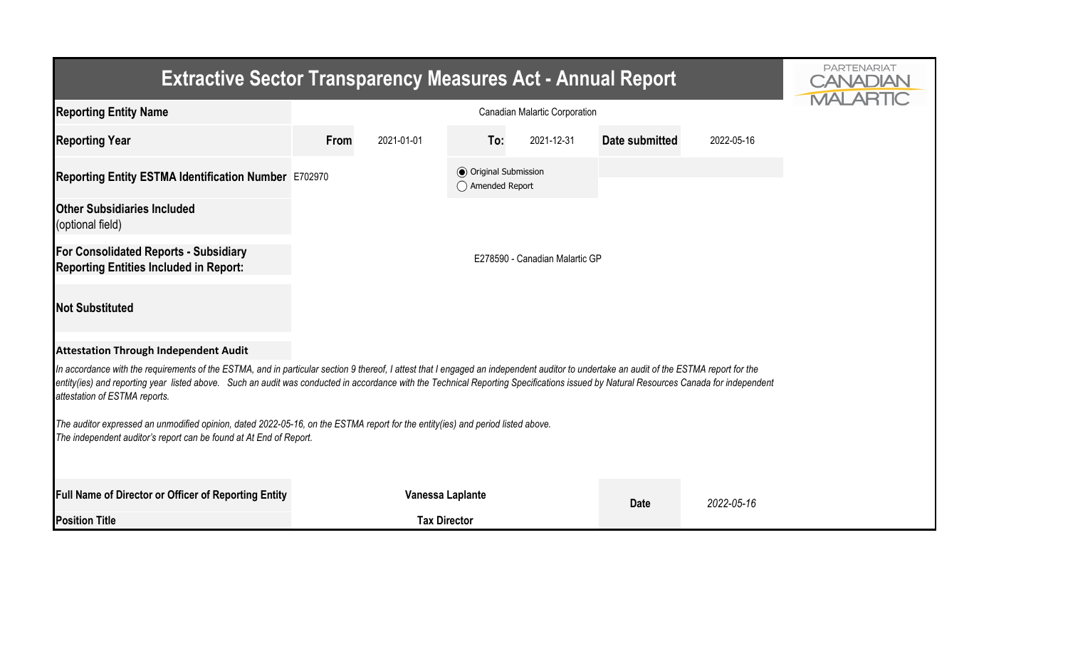# Extractive Sector Transparency Measures Act - Annual Report

PARTENARIAT CANADIAN MALARTIC

| | | | | | | |
|---|---|---|---|---|---|---|
| **Reporting Entity Name** | Canadian Malartic Corporation | | | | | |
| **Reporting Year** | **From** | 2021-01-01 | **To:** | 2021-12-31 | **Date submitted** | 2022-05-16 |
| **Reporting Entity ESTMA Identification Number** | E702970 | | ◉ Original Submission<br>○ Amended Report | | | |
| **Other Subsidiaries Included** (optional field) | | | | | | |
| **For Consolidated Reports - Subsidiary Reporting Entities Included in Report:** | E278590 - Canadian Malartic GP | | | | | |
| **Not Substituted** | | | | | | |

**Attestation Through Independent Audit**

*In accordance with the requirements of the ESTMA, and in particular section 9 thereof, I attest that I engaged an independent auditor to undertake an audit of the ESTMA report for the entity(ies) and reporting year listed above. Such an audit was conducted in accordance with the Technical Reporting Specifications issued by Natural Resources Canada for independent attestation of ESTMA reports.*

*The auditor expressed an unmodified opinion, dated 2022-05-16, on the ESTMA report for the entity(ies) and period listed above.*
*The independent auditor's report can be found at At End of Report.*

| | | | |
|---|---|---|---|
| **Full Name of Director or Officer of Reporting Entity** | **Vanessa Laplante** | **Date** | *2022-05-16* |
| **Position Title** | **Tax Director** | | |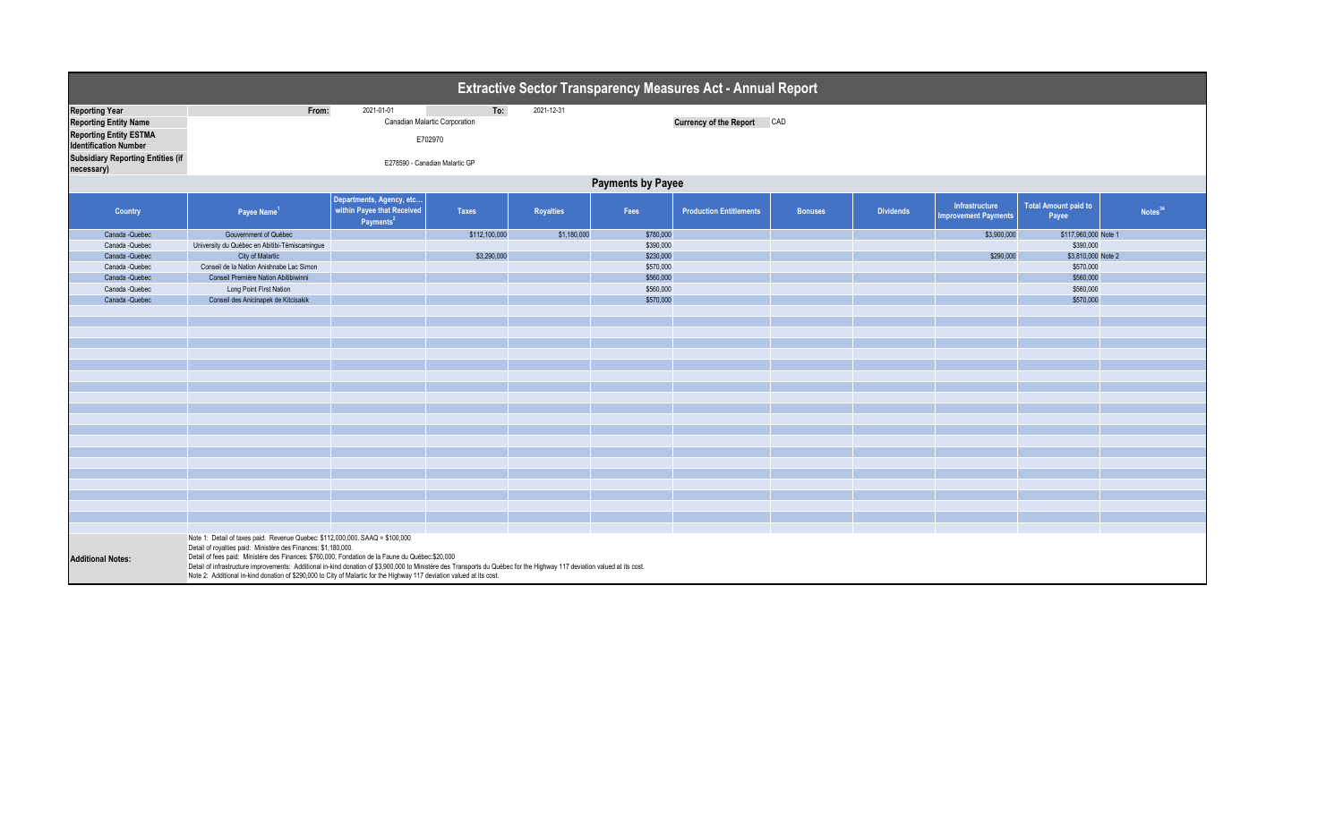# Extractive Sector Transparency Measures Act - Annual Report

| | | | | |
|---|---|---|---|---|
| **Reporting Year** | From: | 2021-01-01 | To: | 2021-12-31 |
| **Reporting Entity Name** | Canadian Malartic Corporation | | **Currency of the Report** | CAD |
| **Reporting Entity ESTMA Identification Number** | E702970 | | | |
| **Subsidiary Reporting Entities (if necessary)** | E278590 - Canadian Malartic GP | | | |

## Payments by Payee

| Country | Payee Name[1] | Departments, Agency, etc... within Payee that Received Payments[2] | Taxes | Royalties | Fees | Production Entitlements | Bonuses | Dividends | Infrastructure Improvement Payments | Total Amount paid to Payee | Notes[34] |
|---|---|---|---|---|---|---|---|---|---|---|---|
| Canada -Quebec | Gouvernment of Québec | | $112,100,000 | $1,180,000 | $780,000 | | | | $3,900,000 | $117,960,000 | Note 1 |
| Canada -Quebec | University du Québec en Abitibi-Témiscamingue | | | | $390,000 | | | | | $390,000 | |
| Canada -Quebec | City of Malartic | | $3,290,000 | | $230,000 | | | | $290,000 | $3,810,000 | Note 2 |
| Canada -Quebec | Conseil de la Nation Anishnabe Lac Simon | | | | $570,000 | | | | | $570,000 | |
| Canada -Quebec | Conseil Première Nation Abitibiwinni | | | | $560,000 | | | | | $560,000 | |
| Canada -Quebec | Long Point First Nation | | | | $560,000 | | | | | $560,000 | |
| Canada -Quebec | Conseil des Anicinapek de Kitcisakik | | | | $570,000 | | | | | $570,000 | |

**Additional Notes:**

Note 1: Detail of taxes paid: Revenue Quebec: $112,000,000. SAAQ = $100,000
Detail of royalties paid: Ministère des Finances: $1,180,000.
Detail of fees paid: Ministère des Finances: $760,000, Fondation de la Faune du Québec:$20,000
Detail of infrastructure improvements: Additional in-kind donation of $3,900,000 to Ministère des Transports du Québec for the Highway 117 deviation valued at its cost.
Note 2: Additional in-kind donation of $290,000 to City of Malartic for the Highway 117 deviation valued at its cost.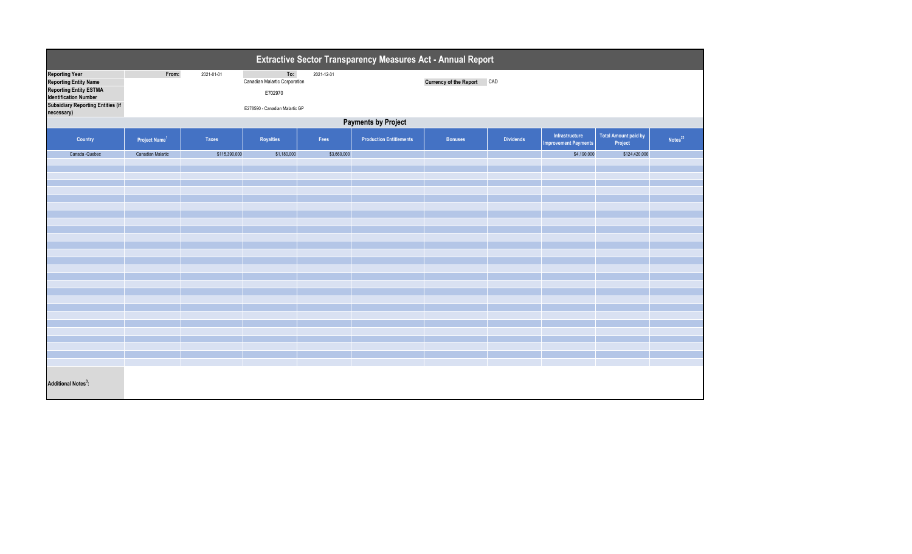# Extractive Sector Transparency Measures Act - Annual Report

| | | | | |
|---|---|---|---|---|
| **Reporting Year** | **From:** | 2021-01-01 | **To:** | 2021-12-31 |
| **Reporting Entity Name** | | Canadian Malartic Corporation | | |
| **Reporting Entity ESTMA Identification Number** | | E702970 | | |
| **Subsidiary Reporting Entities (if necessary)** | | E278590 - Canadian Malartic GP | | |

**Currency of the Report** CAD

## Payments by Project

| Country | Project Name[1] | Taxes | Royalties | Fees | Production Entitlements | Bonuses | Dividends | Infrastructure Improvement Payments | Total Amount paid by Project | Notes[23] |
|---|---|---|---|---|---|---|---|---|---|---|
| Canada -Quebec | Canadian Malartic | $115,390,000 | $1,180,000 | $3,660,000 | | | | $4,190,000 | $124,420,000 | |

**Additional Notes[3]:**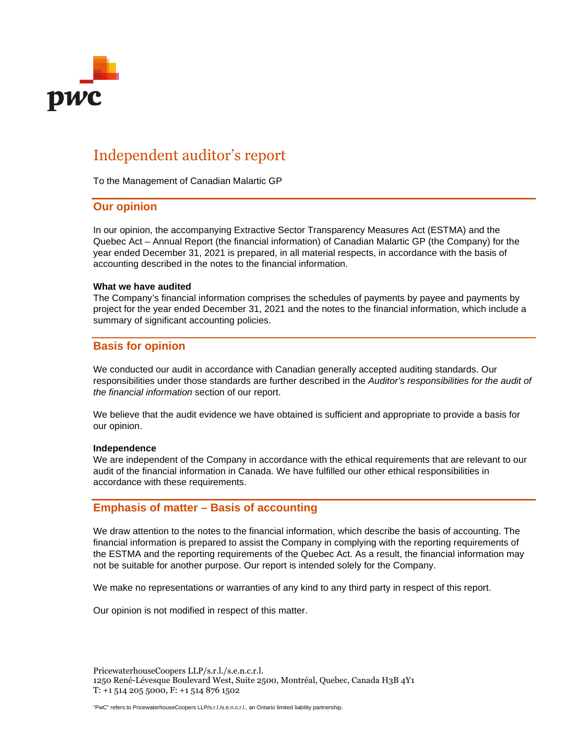# Independent auditor's report

To the Management of Canadian Malartic GP

## Our opinion

In our opinion, the accompanying Extractive Sector Transparency Measures Act (ESTMA) and the Quebec Act – Annual Report (the financial information) of Canadian Malartic GP (the Company) for the year ended December 31, 2021 is prepared, in all material respects, in accordance with the basis of accounting described in the notes to the financial information.

**What we have audited**

The Company's financial information comprises the schedules of payments by payee and payments by project for the year ended December 31, 2021 and the notes to the financial information, which include a summary of significant accounting policies.

## Basis for opinion

We conducted our audit in accordance with Canadian generally accepted auditing standards. Our responsibilities under those standards are further described in the *Auditor's responsibilities for the audit of the financial information* section of our report.

We believe that the audit evidence we have obtained is sufficient and appropriate to provide a basis for our opinion.

**Independence**

We are independent of the Company in accordance with the ethical requirements that are relevant to our audit of the financial information in Canada. We have fulfilled our other ethical responsibilities in accordance with these requirements.

## Emphasis of matter – Basis of accounting

We draw attention to the notes to the financial information, which describe the basis of accounting. The financial information is prepared to assist the Company in complying with the reporting requirements of the ESTMA and the reporting requirements of the Quebec Act. As a result, the financial information may not be suitable for another purpose. Our report is intended solely for the Company.

We make no representations or warranties of any kind to any third party in respect of this report.

Our opinion is not modified in respect of this matter.

PricewaterhouseCoopers LLP/s.r.l./s.e.n.c.r.l.
1250 René-Lévesque Boulevard West, Suite 2500, Montréal, Quebec, Canada H3B 4Y1
T: +1 514 205 5000, F: +1 514 876 1502

"PwC" refers to PricewaterhouseCoopers LLP/s.r.l./s.e.n.c.r.l., an Ontario limited liability partnership.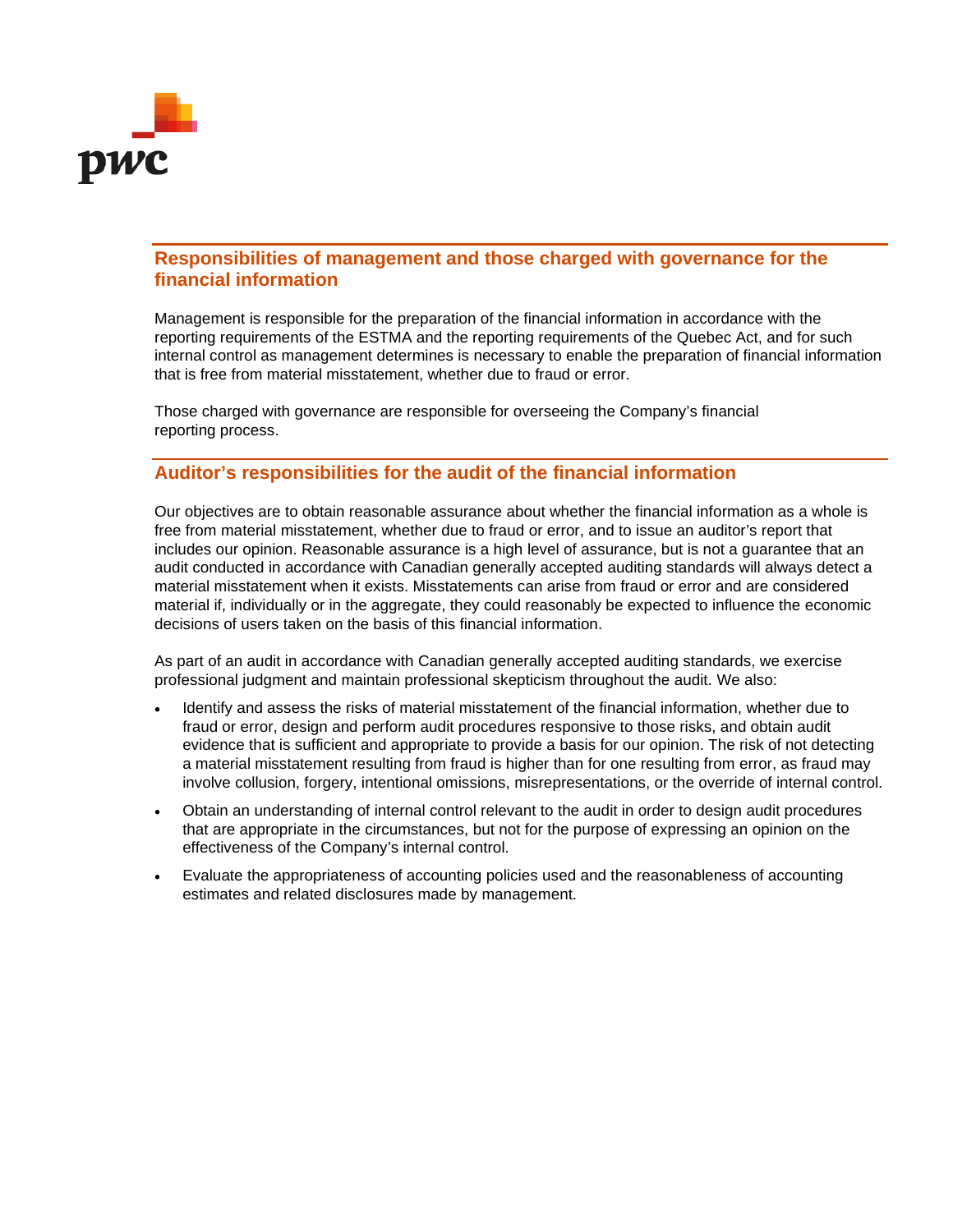## Responsibilities of management and those charged with governance for the financial information

Management is responsible for the preparation of the financial information in accordance with the reporting requirements of the ESTMA and the reporting requirements of the Quebec Act, and for such internal control as management determines is necessary to enable the preparation of financial information that is free from material misstatement, whether due to fraud or error.

Those charged with governance are responsible for overseeing the Company's financial reporting process.

## Auditor's responsibilities for the audit of the financial information

Our objectives are to obtain reasonable assurance about whether the financial information as a whole is free from material misstatement, whether due to fraud or error, and to issue an auditor's report that includes our opinion. Reasonable assurance is a high level of assurance, but is not a guarantee that an audit conducted in accordance with Canadian generally accepted auditing standards will always detect a material misstatement when it exists. Misstatements can arise from fraud or error and are considered material if, individually or in the aggregate, they could reasonably be expected to influence the economic decisions of users taken on the basis of this financial information.

As part of an audit in accordance with Canadian generally accepted auditing standards, we exercise professional judgment and maintain professional skepticism throughout the audit. We also:

- Identify and assess the risks of material misstatement of the financial information, whether due to fraud or error, design and perform audit procedures responsive to those risks, and obtain audit evidence that is sufficient and appropriate to provide a basis for our opinion. The risk of not detecting a material misstatement resulting from fraud is higher than for one resulting from error, as fraud may involve collusion, forgery, intentional omissions, misrepresentations, or the override of internal control.
- Obtain an understanding of internal control relevant to the audit in order to design audit procedures that are appropriate in the circumstances, but not for the purpose of expressing an opinion on the effectiveness of the Company's internal control.
- Evaluate the appropriateness of accounting policies used and the reasonableness of accounting estimates and related disclosures made by management.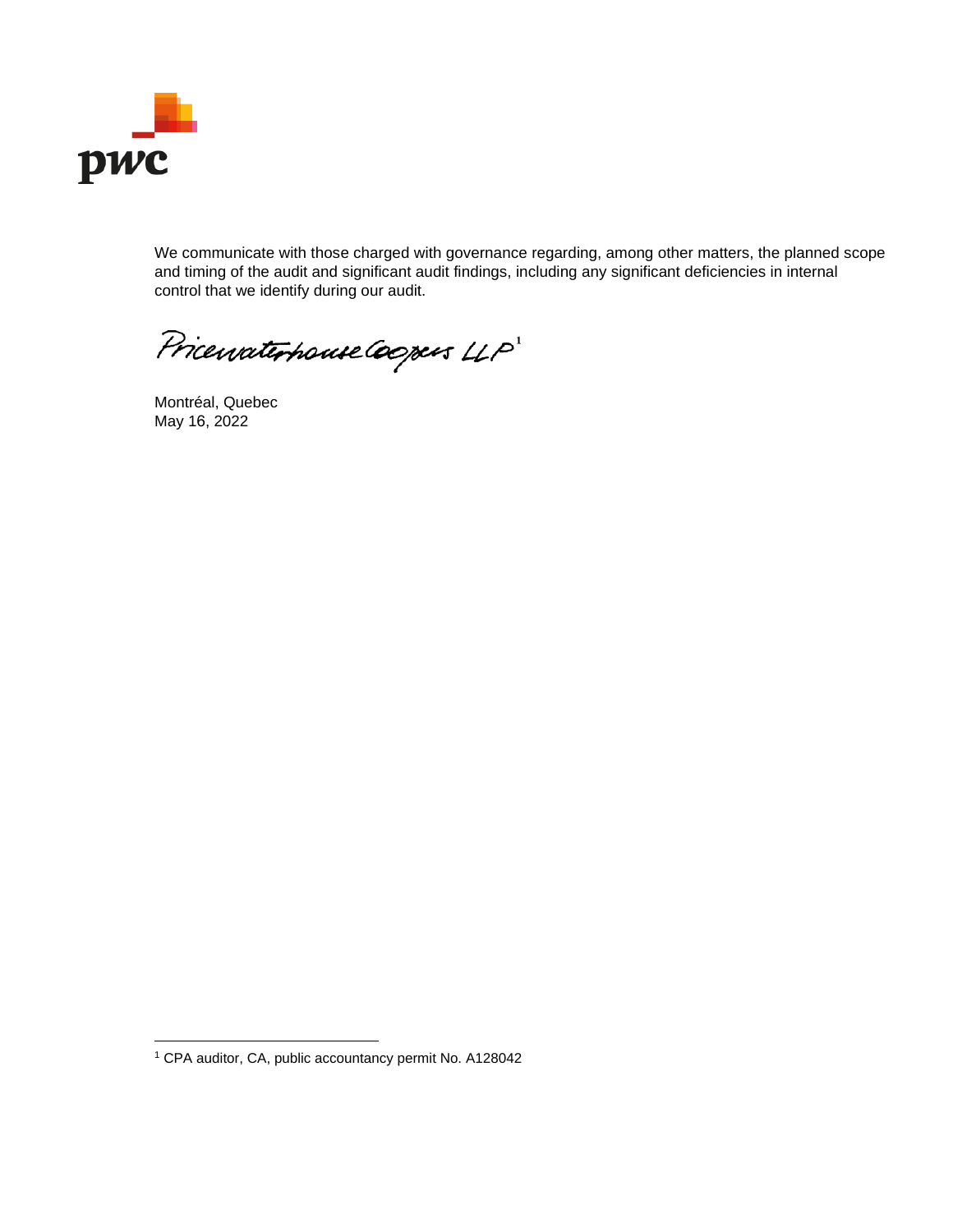We communicate with those charged with governance regarding, among other matters, the planned scope and timing of the audit and significant audit findings, including any significant deficiencies in internal control that we identify during our audit.

PricewaterhouseCoopers LLP[1]

Montréal, Quebec
May 16, 2022

[1] CPA auditor, CA, public accountancy permit No. A128042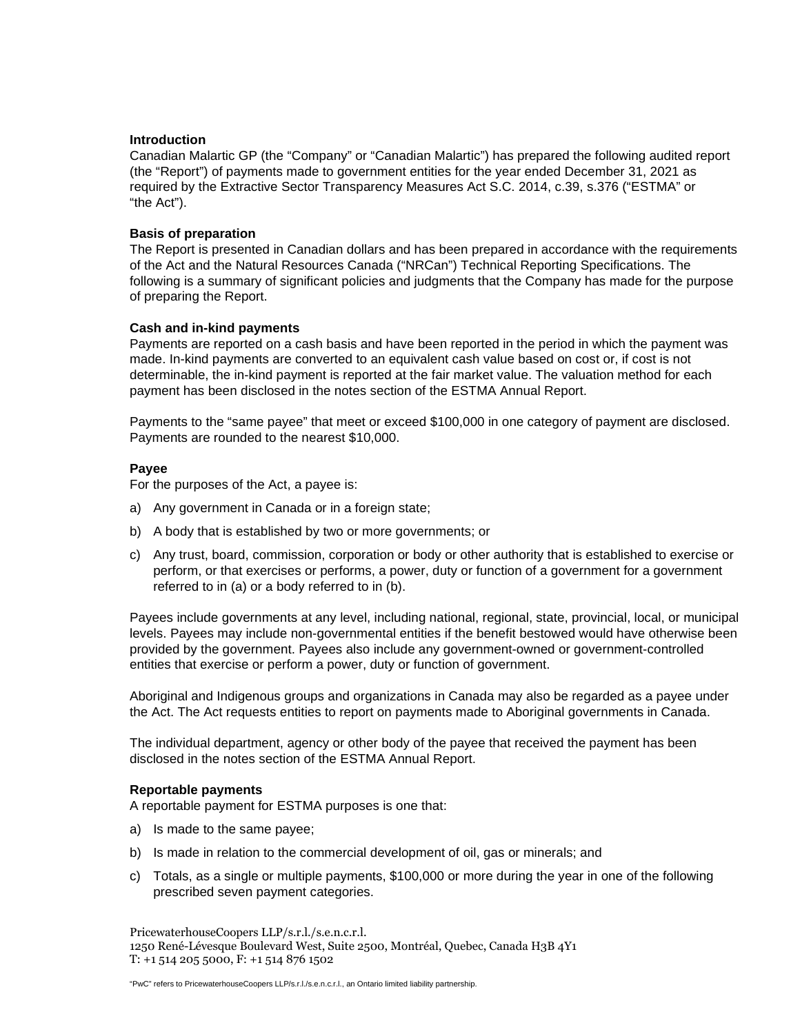**Introduction**

Canadian Malartic GP (the "Company" or "Canadian Malartic") has prepared the following audited report (the "Report") of payments made to government entities for the year ended December 31, 2021 as required by the Extractive Sector Transparency Measures Act S.C. 2014, c.39, s.376 ("ESTMA" or "the Act").

**Basis of preparation**

The Report is presented in Canadian dollars and has been prepared in accordance with the requirements of the Act and the Natural Resources Canada ("NRCan") Technical Reporting Specifications. The following is a summary of significant policies and judgments that the Company has made for the purpose of preparing the Report.

**Cash and in-kind payments**

Payments are reported on a cash basis and have been reported in the period in which the payment was made. In-kind payments are converted to an equivalent cash value based on cost or, if cost is not determinable, the in-kind payment is reported at the fair market value. The valuation method for each payment has been disclosed in the notes section of the ESTMA Annual Report.

Payments to the "same payee" that meet or exceed $100,000 in one category of payment are disclosed. Payments are rounded to the nearest $10,000.

**Payee**

For the purposes of the Act, a payee is:

a) Any government in Canada or in a foreign state;

b) A body that is established by two or more governments; or

c) Any trust, board, commission, corporation or body or other authority that is established to exercise or perform, or that exercises or performs, a power, duty or function of a government for a government referred to in (a) or a body referred to in (b).

Payees include governments at any level, including national, regional, state, provincial, local, or municipal levels. Payees may include non-governmental entities if the benefit bestowed would have otherwise been provided by the government. Payees also include any government-owned or government-controlled entities that exercise or perform a power, duty or function of government.

Aboriginal and Indigenous groups and organizations in Canada may also be regarded as a payee under the Act. The Act requests entities to report on payments made to Aboriginal governments in Canada.

The individual department, agency or other body of the payee that received the payment has been disclosed in the notes section of the ESTMA Annual Report.

**Reportable payments**

A reportable payment for ESTMA purposes is one that:

a) Is made to the same payee;

b) Is made in relation to the commercial development of oil, gas or minerals; and

c) Totals, as a single or multiple payments, $100,000 or more during the year in one of the following prescribed seven payment categories.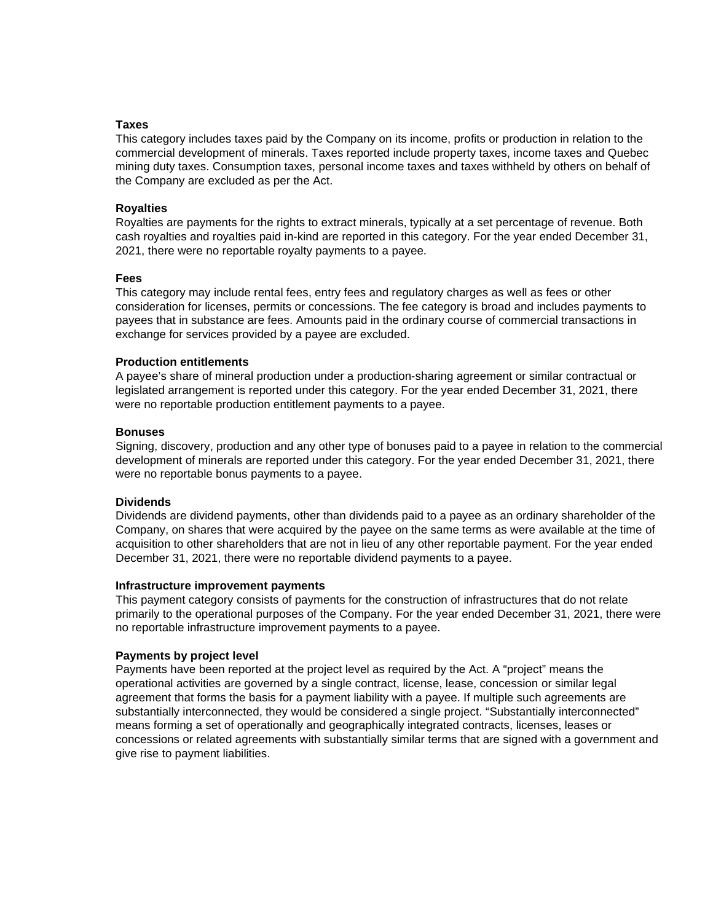**Taxes**

This category includes taxes paid by the Company on its income, profits or production in relation to the commercial development of minerals. Taxes reported include property taxes, income taxes and Quebec mining duty taxes. Consumption taxes, personal income taxes and taxes withheld by others on behalf of the Company are excluded as per the Act.

**Royalties**

Royalties are payments for the rights to extract minerals, typically at a set percentage of revenue. Both cash royalties and royalties paid in-kind are reported in this category. For the year ended December 31, 2021, there were no reportable royalty payments to a payee.

**Fees**

This category may include rental fees, entry fees and regulatory charges as well as fees or other consideration for licenses, permits or concessions. The fee category is broad and includes payments to payees that in substance are fees. Amounts paid in the ordinary course of commercial transactions in exchange for services provided by a payee are excluded.

**Production entitlements**

A payee's share of mineral production under a production-sharing agreement or similar contractual or legislated arrangement is reported under this category. For the year ended December 31, 2021, there were no reportable production entitlement payments to a payee.

**Bonuses**

Signing, discovery, production and any other type of bonuses paid to a payee in relation to the commercial development of minerals are reported under this category. For the year ended December 31, 2021, there were no reportable bonus payments to a payee.

**Dividends**

Dividends are dividend payments, other than dividends paid to a payee as an ordinary shareholder of the Company, on shares that were acquired by the payee on the same terms as were available at the time of acquisition to other shareholders that are not in lieu of any other reportable payment. For the year ended December 31, 2021, there were no reportable dividend payments to a payee.

**Infrastructure improvement payments**

This payment category consists of payments for the construction of infrastructures that do not relate primarily to the operational purposes of the Company. For the year ended December 31, 2021, there were no reportable infrastructure improvement payments to a payee.

**Payments by project level**

Payments have been reported at the project level as required by the Act. A "project" means the operational activities are governed by a single contract, license, lease, concession or similar legal agreement that forms the basis for a payment liability with a payee. If multiple such agreements are substantially interconnected, they would be considered a single project. "Substantially interconnected" means forming a set of operationally and geographically integrated contracts, licenses, leases or concessions or related agreements with substantially similar terms that are signed with a government and give rise to payment liabilities.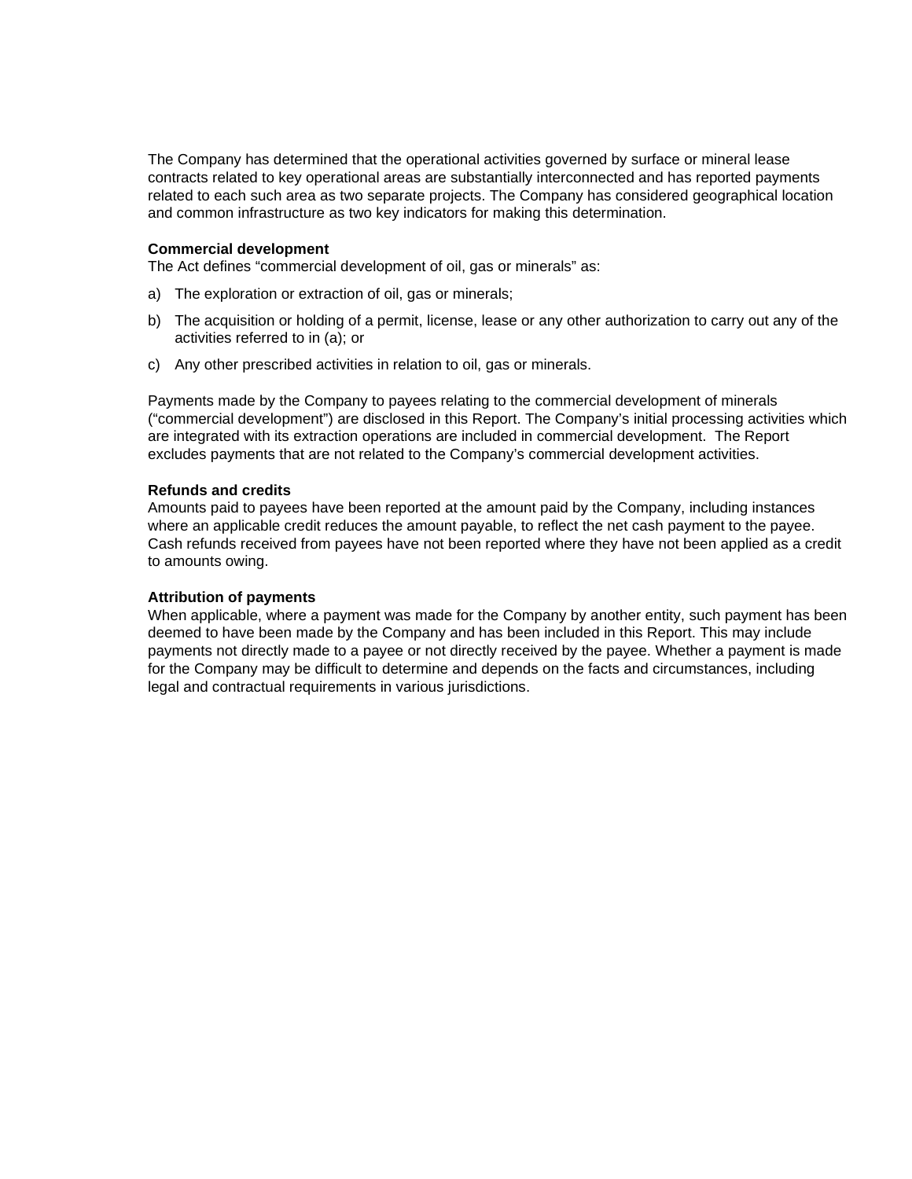The Company has determined that the operational activities governed by surface or mineral lease contracts related to key operational areas are substantially interconnected and has reported payments related to each such area as two separate projects. The Company has considered geographical location and common infrastructure as two key indicators for making this determination.

**Commercial development**
The Act defines “commercial development of oil, gas or minerals” as:

a) The exploration or extraction of oil, gas or minerals;

b) The acquisition or holding of a permit, license, lease or any other authorization to carry out any of the activities referred to in (a); or

c) Any other prescribed activities in relation to oil, gas or minerals.

Payments made by the Company to payees relating to the commercial development of minerals (“commercial development”) are disclosed in this Report. The Company’s initial processing activities which are integrated with its extraction operations are included in commercial development. The Report excludes payments that are not related to the Company’s commercial development activities.

**Refunds and credits**
Amounts paid to payees have been reported at the amount paid by the Company, including instances where an applicable credit reduces the amount payable, to reflect the net cash payment to the payee. Cash refunds received from payees have not been reported where they have not been applied as a credit to amounts owing.

**Attribution of payments**
When applicable, where a payment was made for the Company by another entity, such payment has been deemed to have been made by the Company and has been included in this Report. This may include payments not directly made to a payee or not directly received by the payee. Whether a payment is made for the Company may be difficult to determine and depends on the facts and circumstances, including legal and contractual requirements in various jurisdictions.